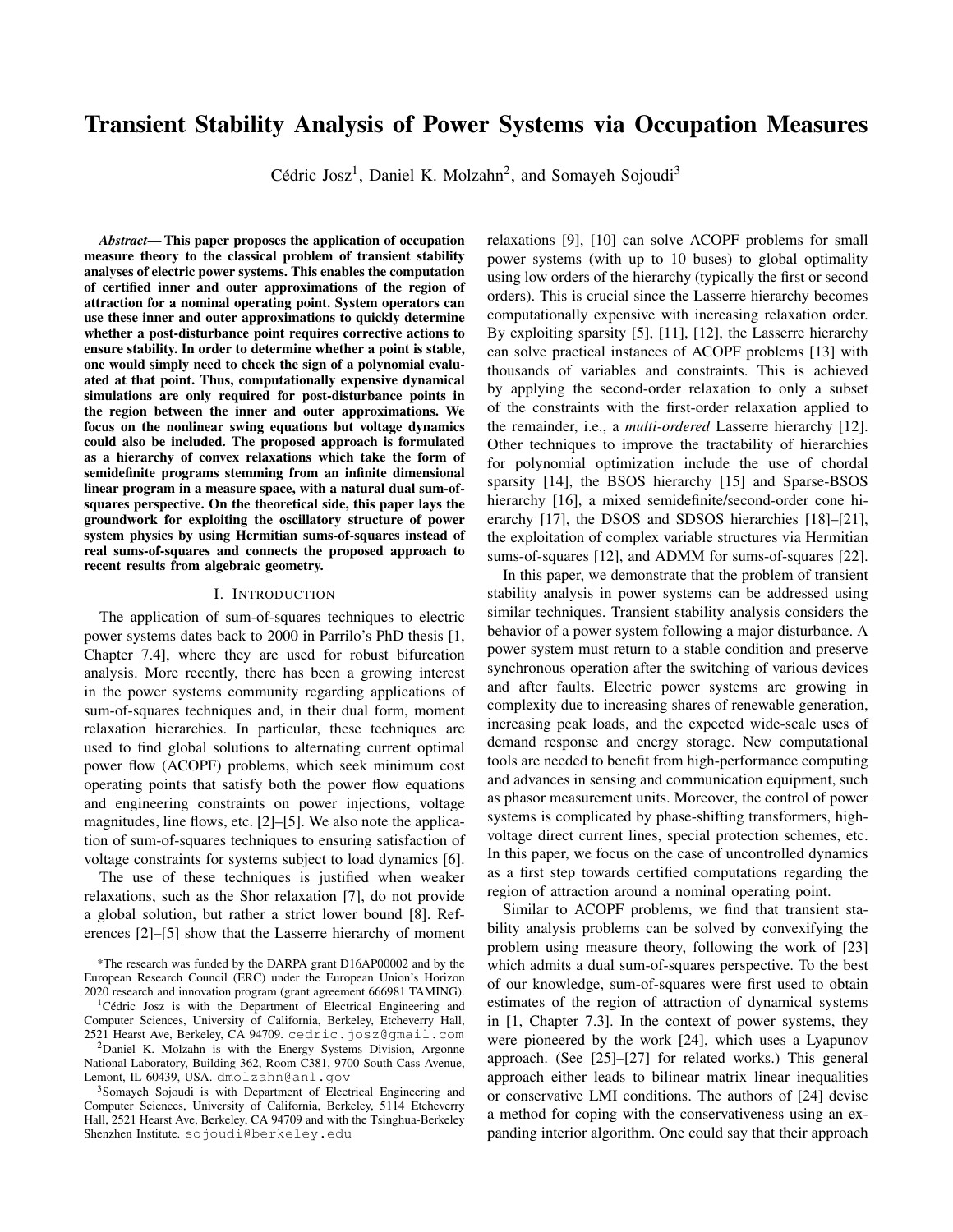# Transient Stability Analysis of Power Systems via Occupation Measures

Cédric Josz[1], Daniel K. Molzahn[2], and Somayeh Sojoudi[3]

***Abstract*— This paper proposes the application of occupation measure theory to the classical problem of transient stability analyses of electric power systems. This enables the computation of certified inner and outer approximations of the region of attraction for a nominal operating point. System operators can use these inner and outer approximations to quickly determine whether a post-disturbance point requires corrective actions to ensure stability. In order to determine whether a point is stable, one would simply need to check the sign of a polynomial evaluated at that point. Thus, computationally expensive dynamical simulations are only required for post-disturbance points in the region between the inner and outer approximations. We focus on the nonlinear swing equations but voltage dynamics could also be included. The proposed approach is formulated as a hierarchy of convex relaxations which take the form of semidefinite programs stemming from an infinite dimensional linear program in a measure space, with a natural dual sum-of-squares perspective. On the theoretical side, this paper lays the groundwork for exploiting the oscillatory structure of power system physics by using Hermitian sums-of-squares instead of real sums-of-squares and connects the proposed approach to recent results from algebraic geometry.**

## I. Introduction

The application of sum-of-squares techniques to electric power systems dates back to 2000 in Parrilo's PhD thesis [1, Chapter 7.4], where they are used for robust bifurcation analysis. More recently, there has been a growing interest in the power systems community regarding applications of sum-of-squares techniques and, in their dual form, moment relaxation hierarchies. In particular, these techniques are used to find global solutions to alternating current optimal power flow (ACOPF) problems, which seek minimum cost operating points that satisfy both the power flow equations and engineering constraints on power injections, voltage magnitudes, line flows, etc. [2]–[5]. We also note the application of sum-of-squares techniques to ensuring satisfaction of voltage constraints for systems subject to load dynamics [6].

The use of these techniques is justified when weaker relaxations, such as the Shor relaxation [7], do not provide a global solution, but rather a strict lower bound [8]. References [2]–[5] show that the Lasserre hierarchy of moment relaxations [9], [10] can solve ACOPF problems for small power systems (with up to 10 buses) to global optimality using low orders of the hierarchy (typically the first or second orders). This is crucial since the Lasserre hierarchy becomes computationally expensive with increasing relaxation order. By exploiting sparsity [5], [11], [12], the Lasserre hierarchy can solve practical instances of ACOPF problems [13] with thousands of variables and constraints. This is achieved by applying the second-order relaxation to only a subset of the constraints with the first-order relaxation applied to the remainder, i.e., a *multi-ordered* Lasserre hierarchy [12]. Other techniques to improve the tractability of hierarchies for polynomial optimization include the use of chordal sparsity [14], the BSOS hierarchy [15] and Sparse-BSOS hierarchy [16], a mixed semidefinite/second-order cone hierarchy [17], the DSOS and SDSOS hierarchies [18]–[21], the exploitation of complex variable structures via Hermitian sums-of-squares [12], and ADMM for sums-of-squares [22].

In this paper, we demonstrate that the problem of transient stability analysis in power systems can be addressed using similar techniques. Transient stability analysis considers the behavior of a power system following a major disturbance. A power system must return to a stable condition and preserve synchronous operation after the switching of various devices and after faults. Electric power systems are growing in complexity due to increasing shares of renewable generation, increasing peak loads, and the expected wide-scale uses of demand response and energy storage. New computational tools are needed to benefit from high-performance computing and advances in sensing and communication equipment, such as phasor measurement units. Moreover, the control of power systems is complicated by phase-shifting transformers, high-voltage direct current lines, special protection schemes, etc. In this paper, we focus on the case of uncontrolled dynamics as a first step towards certified computations regarding the region of attraction around a nominal operating point.

Similar to ACOPF problems, we find that transient stability analysis problems can be solved by convexifying the problem using measure theory, following the work of [23] which admits a dual sum-of-squares perspective. To the best of our knowledge, sum-of-squares were first used to obtain estimates of the region of attraction of dynamical systems in [1, Chapter 7.3]. In the context of power systems, they were pioneered by the work [24], which uses a Lyapunov approach. (See [25]–[27] for related works.) This general approach either leads to bilinear matrix linear inequalities or conservative LMI conditions. The authors of [24] devise a method for coping with the conservativeness using an expanding interior algorithm. One could say that their approach

*The research was funded by the DARPA grant D16AP00002 and by the European Research Council (ERC) under the European Union's Horizon 2020 research and innovation program (grant agreement 666981 TAMING).

[1]Cédric Josz is with the Department of Electrical Engineering and Computer Sciences, University of California, Berkeley, Etcheverry Hall, 2521 Hearst Ave, Berkeley, CA 94709. cedric.josz@gmail.com

[2]Daniel K. Molzahn is with the Energy Systems Division, Argonne National Laboratory, Building 362, Room C381, 9700 South Cass Avenue, Lemont, IL 60439, USA. dmolzahn@anl.gov

[3]Somayeh Sojoudi is with Department of Electrical Engineering and Computer Sciences, University of California, Berkeley, 5114 Etcheverry Hall, 2521 Hearst Ave, Berkeley, CA 94709 and with the Tsinghua-Berkeley Shenzhen Institute. sojoudi@berkeley.edu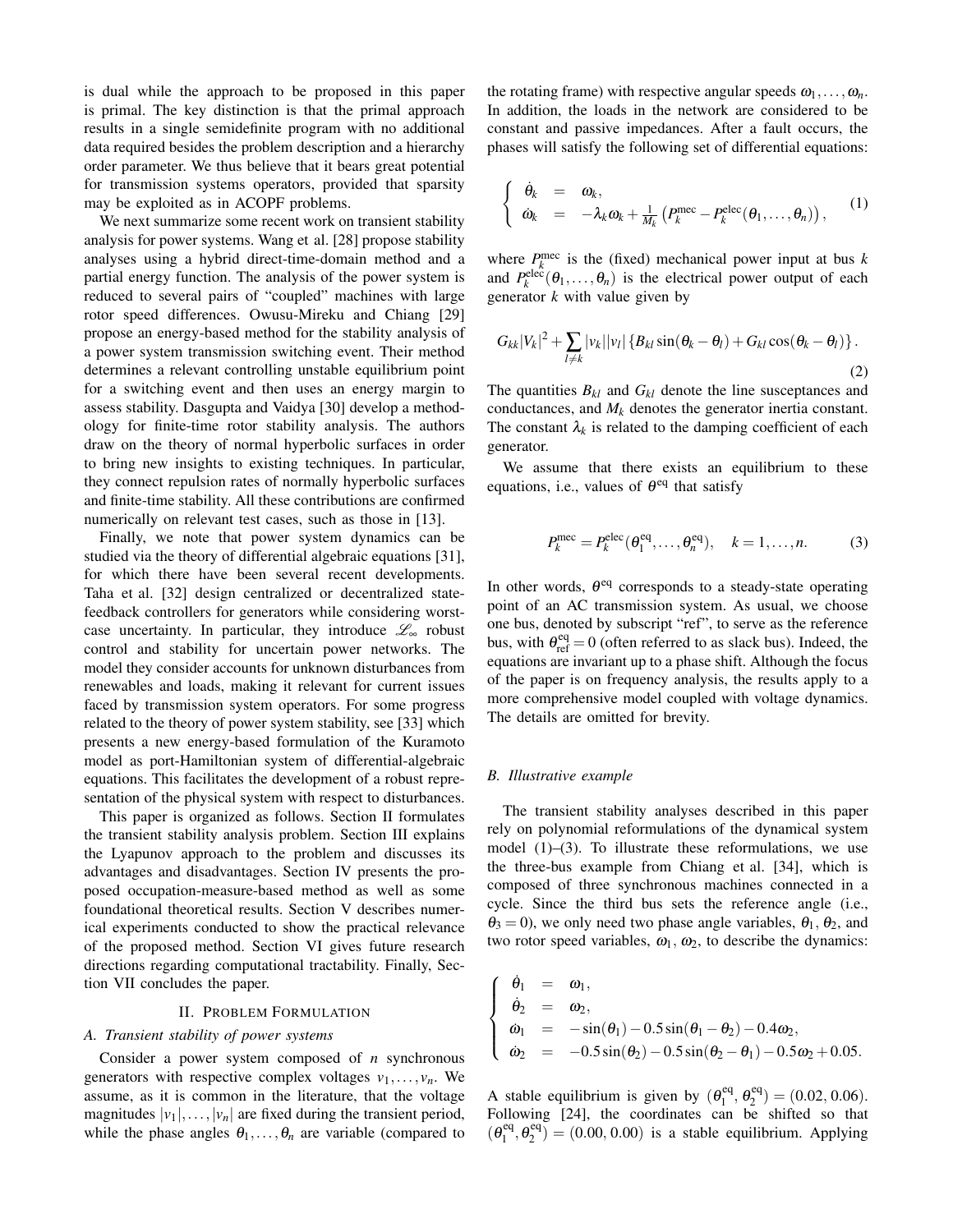is dual while the approach to be proposed in this paper is primal. The key distinction is that the primal approach results in a single semidefinite program with no additional data required besides the problem description and a hierarchy order parameter. We thus believe that it bears great potential for transmission systems operators, provided that sparsity may be exploited as in ACOPF problems.

We next summarize some recent work on transient stability analysis for power systems. Wang et al. [28] propose stability analyses using a hybrid direct-time-domain method and a partial energy function. The analysis of the power system is reduced to several pairs of "coupled" machines with large rotor speed differences. Owusu-Mireku and Chiang [29] propose an energy-based method for the stability analysis of a power system transmission switching event. Their method determines a relevant controlling unstable equilibrium point for a switching event and then uses an energy margin to assess stability. Dasgupta and Vaidya [30] develop a methodology for finite-time rotor stability analysis. The authors draw on the theory of normal hyperbolic surfaces in order to bring new insights to existing techniques. In particular, they connect repulsion rates of normally hyperbolic surfaces and finite-time stability. All these contributions are confirmed numerically on relevant test cases, such as those in [13].

Finally, we note that power system dynamics can be studied via the theory of differential algebraic equations [31], for which there have been several recent developments. Taha et al. [32] design centralized or decentralized state-feedback controllers for generators while considering worst-case uncertainty. In particular, they introduce $\mathscr{L}_\infty$ robust control and stability for uncertain power networks. The model they consider accounts for unknown disturbances from renewables and loads, making it relevant for current issues faced by transmission system operators. For some progress related to the theory of power system stability, see [33] which presents a new energy-based formulation of the Kuramoto model as port-Hamiltonian system of differential-algebraic equations. This facilitates the development of a robust representation of the physical system with respect to disturbances.

This paper is organized as follows. Section II formulates the transient stability analysis problem. Section III explains the Lyapunov approach to the problem and discusses its advantages and disadvantages. Section IV presents the proposed occupation-measure-based method as well as some foundational theoretical results. Section V describes numerical experiments conducted to show the practical relevance of the proposed method. Section VI gives future research directions regarding computational tractability. Finally, Section VII concludes the paper.

## II. Problem Formulation

### A. Transient stability of power systems

Consider a power system composed of $n$ synchronous generators with respective complex voltages $v_1,\ldots,v_n$. We assume, as it is common in the literature, that the voltage magnitudes $|v_1|,\ldots,|v_n|$ are fixed during the transient period, while the phase angles $\theta_1,\ldots,\theta_n$ are variable (compared to the rotating frame) with respective angular speeds $\omega_1,\ldots,\omega_n$. In addition, the loads in the network are considered to be constant and passive impedances. After a fault occurs, the phases will satisfy the following set of differential equations:

$$\left\{\begin{array}{rcl} \dot{\theta}_k & = & \omega_k, \\ \dot{\omega}_k & = & -\lambda_k\omega_k + \frac{1}{M_k}\left(P_k^{\text{mec}} - P_k^{\text{elec}}(\theta_1,\ldots,\theta_n)\right), \end{array}\right. \quad (1)$$

where $P_k^{\text{mec}}$ is the (fixed) mechanical power input at bus $k$ and $P_k^{\text{elec}}(\theta_1,\ldots,\theta_n)$ is the electrical power output of each generator $k$ with value given by

$$G_{kk}|V_k|^2 + \sum_{l\neq k}|v_k||v_l|\left\{B_{kl}\sin(\theta_k-\theta_l) + G_{kl}\cos(\theta_k-\theta_l)\right\}. \quad (2)$$

The quantities $B_{kl}$ and $G_{kl}$ denote the line susceptances and conductances, and $M_k$ denotes the generator inertia constant. The constant $\lambda_k$ is related to the damping coefficient of each generator.

We assume that there exists an equilibrium to these equations, i.e., values of $\theta^{\text{eq}}$ that satisfy

$$P_k^{\text{mec}} = P_k^{\text{elec}}(\theta_1^{\text{eq}},\ldots,\theta_n^{\text{eq}}), \quad k=1,\ldots,n. \quad (3)$$

In other words, $\theta^{\text{eq}}$ corresponds to a steady-state operating point of an AC transmission system. As usual, we choose one bus, denoted by subscript "ref", to serve as the reference bus, with $\theta_{\text{ref}}^{\text{eq}} = 0$ (often referred to as slack bus). Indeed, the equations are invariant up to a phase shift. Although the focus of the paper is on frequency analysis, the results apply to a more comprehensive model coupled with voltage dynamics. The details are omitted for brevity.

### B. Illustrative example

The transient stability analyses described in this paper rely on polynomial reformulations of the dynamical system model (1)–(3). To illustrate these reformulations, we use the three-bus example from Chiang et al. [34], which is composed of three synchronous machines connected in a cycle. Since the third bus sets the reference angle (i.e., $\theta_3 = 0$), we only need two phase angle variables, $\theta_1$, $\theta_2$, and two rotor speed variables, $\omega_1$, $\omega_2$, to describe the dynamics:

$$\left\{\begin{array}{rcl} \dot{\theta}_1 & = & \omega_1, \\ \dot{\theta}_2 & = & \omega_2, \\ \dot{\omega}_1 & = & -\sin(\theta_1) - 0.5\sin(\theta_1-\theta_2) - 0.4\omega_2, \\ \dot{\omega}_2 & = & -0.5\sin(\theta_2) - 0.5\sin(\theta_2-\theta_1) - 0.5\omega_2 + 0.05. \end{array}\right.$$

A stable equilibrium is given by $(\theta_1^{\text{eq}}, \theta_2^{\text{eq}}) = (0.02, 0.06)$. Following [24], the coordinates can be shifted so that $(\theta_1^{\text{eq}}, \theta_2^{\text{eq}}) = (0.00, 0.00)$ is a stable equilibrium. Applying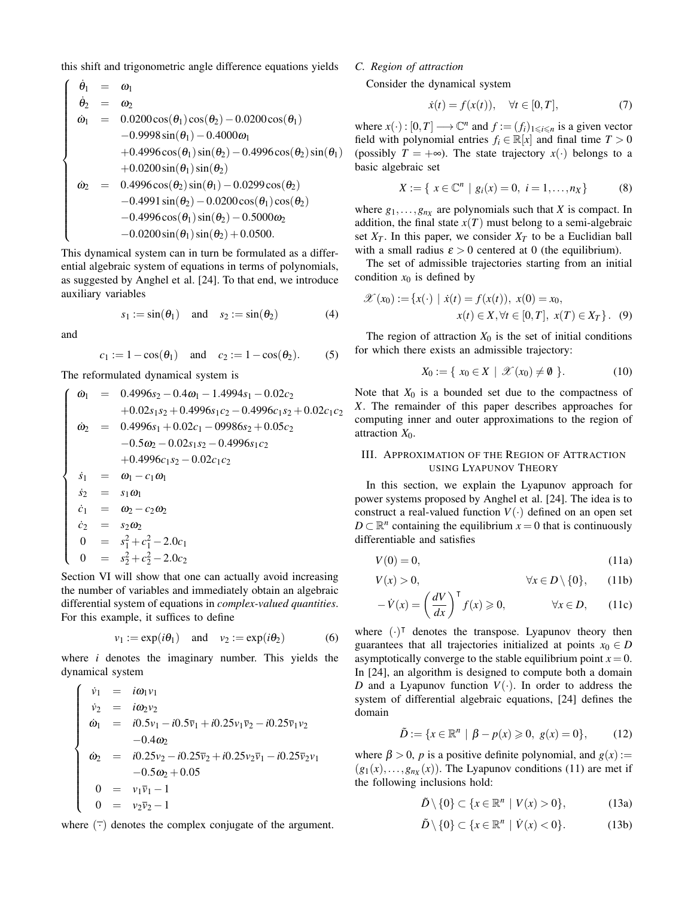this shift and trigonometric angle difference equations yields

$$
\left\{
\begin{array}{rcl}
\dot{\theta}_1 & = & \omega_1 \\
\dot{\theta}_2 & = & \omega_2 \\
\dot{\omega}_1 & = & 0.0200\cos(\theta_1)\cos(\theta_2) - 0.0200\cos(\theta_1) \\
 & & -0.9998\sin(\theta_1) - 0.4000\omega_1 \\
 & & +0.4996\cos(\theta_1)\sin(\theta_2) - 0.4996\cos(\theta_2)\sin(\theta_1) \\
 & & +0.0200\sin(\theta_1)\sin(\theta_2) \\
\dot{\omega}_2 & = & 0.4996\cos(\theta_2)\sin(\theta_1) - 0.0299\cos(\theta_2) \\
 & & -0.4991\sin(\theta_2) - 0.0200\cos(\theta_1)\cos(\theta_2) \\
 & & -0.4996\cos(\theta_1)\sin(\theta_2) - 0.5000\omega_2 \\
 & & -0.0200\sin(\theta_1)\sin(\theta_2) + 0.0500.
\end{array}
\right.
$$

This dynamical system can in turn be formulated as a differential algebraic system of equations in terms of polynomials, as suggested by Anghel et al. [24]. To that end, we introduce auxiliary variables

$$
s_1 := \sin(\theta_1) \quad \text{and} \quad s_2 := \sin(\theta_2) \tag{4}
$$

and

$$
c_1 := 1 - \cos(\theta_1) \quad \text{and} \quad c_2 := 1 - \cos(\theta_2). \tag{5}
$$

The reformulated dynamical system is

$$
\left\{
\begin{array}{rcl}
\dot{\omega}_1 & = & 0.4996 s_2 - 0.4\omega_1 - 1.4994 s_1 - 0.02 c_2 \\
 & & +0.02 s_1 s_2 + 0.4996 s_1 c_2 - 0.4996 c_1 s_2 + 0.02 c_1 c_2 \\
\dot{\omega}_2 & = & 0.4996 s_1 + 0.02 c_1 - 09986 s_2 + 0.05 c_2 \\
 & & -0.5\omega_2 - 0.02 s_1 s_2 - 0.4996 s_1 c_2 \\
 & & +0.4996 c_1 s_2 - 0.02 c_1 c_2 \\
\dot{s}_1 & = & \omega_1 - c_1 \omega_1 \\
\dot{s}_2 & = & s_1 \omega_1 \\
\dot{c}_1 & = & \omega_2 - c_2 \omega_2 \\
\dot{c}_2 & = & s_2 \omega_2 \\
0 & = & s_1^2 + c_1^2 - 2.0 c_1 \\
0 & = & s_2^2 + c_2^2 - 2.0 c_2
\end{array}
\right.
$$

Section VI will show that one can actually avoid increasing the number of variables and immediately obtain an algebraic differential system of equations in *complex-valued quantities*. For this example, it suffices to define

$$
v_1 := \exp(i\theta_1) \quad \text{and} \quad v_2 := \exp(i\theta_2) \tag{6}
$$

where $i$ denotes the imaginary number. This yields the dynamical system

$$
\left\{
\begin{array}{rcl}
\dot{v}_1 & = & i\omega_1 v_1 \\
\dot{v}_2 & = & i\omega_2 v_2 \\
\dot{\omega}_1 & = & i0.5 v_1 - i0.5\bar{v}_1 + i0.25 v_1 \bar{v}_2 - i0.25 \bar{v}_1 v_2 \\
 & & -0.4\omega_2 \\
\dot{\omega}_2 & = & i0.25 v_2 - i0.25\bar{v}_2 + i0.25 v_2 \bar{v}_1 - i0.25 \bar{v}_2 v_1 \\
 & & -0.5\omega_2 + 0.05 \\
0 & = & v_1 \bar{v}_1 - 1 \\
0 & = & v_2 \bar{v}_2 - 1
\end{array}
\right.
$$

where $\bar{(\cdot)}$ denotes the complex conjugate of the argument.

### C. Region of attraction

Consider the dynamical system

$$
\dot{x}(t) = f(x(t)), \quad \forall t \in [0, T], \tag{7}
$$

where $x(\cdot) : [0, T] \longrightarrow \mathbb{C}^n$ and $f := (f_i)_{1 \leqslant i \leqslant n}$ is a given vector field with polynomial entries $f_i \in \mathbb{R}[x]$ and final time $T > 0$ (possibly $T = +\infty$). The state trajectory $x(\cdot)$ belongs to a basic algebraic set

$$
X := \{ \, x \in \mathbb{C}^n \mid g_i(x) = 0, \; i = 1, \ldots, n_X \} \tag{8}
$$

where $g_1, \ldots, g_{n_X}$ are polynomials such that $X$ is compact. In addition, the final state $x(T)$ must belong to a semi-algebraic set $X_T$. In this paper, we consider $X_T$ to be a Euclidian ball with a small radius $\varepsilon > 0$ centered at 0 (the equilibrium).

The set of admissible trajectories starting from an initial condition $x_0$ is defined by

$$
\begin{aligned}
\mathscr{X}(x_0) := \{ x(\cdot) \mid \; & \dot{x}(t) = f(x(t)), \; x(0) = x_0, \\
& x(t) \in X, \forall t \in [0, T], \; x(T) \in X_T \}.
\end{aligned} \tag{9}
$$

The region of attraction $X_0$ is the set of initial conditions for which there exists an admissible trajectory:

$$
X_0 := \{ \, x_0 \in X \mid \mathscr{X}(x_0) \neq \emptyset \, \}. \tag{10}
$$

Note that $X_0$ is a bounded set due to the compactness of $X$. The remainder of this paper describes approaches for computing inner and outer approximations to the region of attraction $X_0$.

## III. Approximation of the Region of Attraction using Lyapunov Theory

In this section, we explain the Lyapunov approach for power systems proposed by Anghel et al. [24]. The idea is to construct a real-valued function $V(\cdot)$ defined on an open set $D \subset \mathbb{R}^n$ containing the equilibrium $x = 0$ that is continuously differentiable and satisfies

$$
V(0) = 0, \tag{11a}
$$

$$
V(x) > 0, \qquad \forall x \in D \setminus \{0\}, \tag{11b}
$$

$$
-\dot{V}(x) = \left( \frac{dV}{dx} \right)^{\mathsf{T}} f(x) \geqslant 0, \qquad \forall x \in D, \tag{11c}
$$

where $(\cdot)^{\mathsf{T}}$ denotes the transpose. Lyapunov theory then guarantees that all trajectories initialized at points $x_0 \in D$ asymptotically converge to the stable equilibrium point $x = 0$. In [24], an algorithm is designed to compute both a domain $D$ and a Lyapunov function $V(\cdot)$. In order to address the system of differential algebraic equations, [24] defines the domain

$$
\tilde{D} := \{ x \in \mathbb{R}^n \mid \beta - p(x) \geqslant 0, \; g(x) = 0 \}, \tag{12}
$$

where $\beta > 0$, $p$ is a positive definite polynomial, and $g(x) := (g_1(x), \ldots, g_{n_X}(x))$. The Lyapunov conditions (11) are met if the following inclusions hold:

$$
\tilde{D} \setminus \{0\} \subset \{ x \in \mathbb{R}^n \mid V(x) > 0 \}, \tag{13a}
$$

$$
\tilde{D} \setminus \{0\} \subset \{ x \in \mathbb{R}^n \mid \dot{V}(x) < 0 \}. \tag{13b}
$$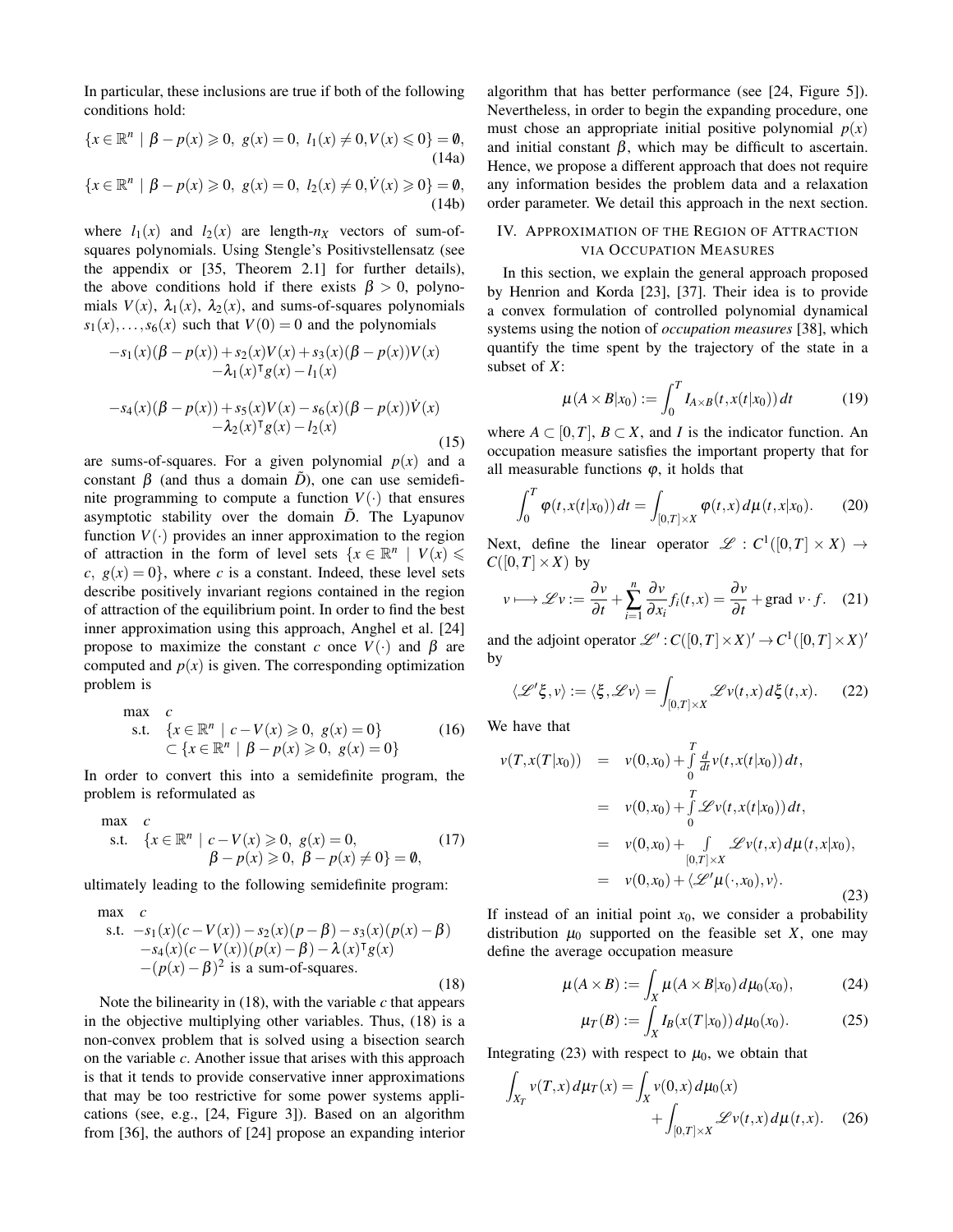In particular, these inclusions are true if both of the following conditions hold:

$$\{x \in \mathbb{R}^n \mid \beta - p(x) \geqslant 0,\ g(x) = 0,\ l_1(x) \neq 0, V(x) \leqslant 0\} = \emptyset, \tag{14a}$$

$$\{x \in \mathbb{R}^n \mid \beta - p(x) \geqslant 0,\ g(x) = 0,\ l_2(x) \neq 0, \dot{V}(x) \geqslant 0\} = \emptyset, \tag{14b}$$

where $l_1(x)$ and $l_2(x)$ are length-$n_X$ vectors of sum-of-squares polynomials. Using Stengle's Positivstellensatz (see the appendix or [35, Theorem 2.1] for further details), the above conditions hold if there exists $\beta > 0$, polynomials $V(x)$, $\lambda_1(x)$, $\lambda_2(x)$, and sums-of-squares polynomials $s_1(x), \ldots, s_6(x)$ such that $V(0) = 0$ and the polynomials

$$\begin{gathered}
-s_1(x)(\beta - p(x)) + s_2(x)V(x) + s_3(x)(\beta - p(x))V(x) \\
-\lambda_1(x)^\intercal g(x) - l_1(x) \\
\\
-s_4(x)(\beta - p(x)) + s_5(x)V(x) - s_6(x)(\beta - p(x))\dot{V}(x) \\
-\lambda_2(x)^\intercal g(x) - l_2(x)
\end{gathered} \tag{15}$$

are sums-of-squares. For a given polynomial $p(x)$ and a constant $\beta$ (and thus a domain $\tilde{D}$), one can use semidefinite programming to compute a function $V(\cdot)$ that ensures asymptotic stability over the domain $\tilde{D}$. The Lyapunov function $V(\cdot)$ provides an inner approximation to the region of attraction in the form of level sets $\{x \in \mathbb{R}^n \mid V(x) \leqslant c,\ g(x) = 0\}$, where $c$ is a constant. Indeed, these level sets describe positively invariant regions contained in the region of attraction of the equilibrium point. In order to find the best inner approximation using this approach, Anghel et al. [24] propose to maximize the constant $c$ once $V(\cdot)$ and $\beta$ are computed and $p(x)$ is given. The corresponding optimization problem is

$$\begin{aligned}
\max \quad & c \\
\text{s.t.} \quad & \{x \in \mathbb{R}^n \mid c - V(x) \geqslant 0,\ g(x) = 0\} \\
& \subset \{x \in \mathbb{R}^n \mid \beta - p(x) \geqslant 0,\ g(x) = 0\}
\end{aligned} \tag{16}$$

In order to convert this into a semidefinite program, the problem is reformulated as

$$\begin{aligned}
\max \quad & c \\
\text{s.t.} \quad & \{x \in \mathbb{R}^n \mid c - V(x) \geqslant 0,\ g(x) = 0, \\
& \qquad \beta - p(x) \geqslant 0,\ \beta - p(x) \neq 0\} = \emptyset,
\end{aligned} \tag{17}$$

ultimately leading to the following semidefinite program:

$$\begin{aligned}
\max \quad & c \\
\text{s.t.} \quad & -s_1(x)(c - V(x)) - s_2(x)(p - \beta) - s_3(x)(p(x) - \beta) \\
& -s_4(x)(c - V(x))(p(x) - \beta) - \lambda(x)^\intercal g(x) \\
& -(p(x) - \beta)^2 \text{ is a sum-of-squares.}
\end{aligned} \tag{18}$$

Note the bilinearity in (18), with the variable $c$ that appears in the objective multiplying other variables. Thus, (18) is a non-convex problem that is solved using a bisection search on the variable $c$. Another issue that arises with this approach is that it tends to provide conservative inner approximations that may be too restrictive for some power systems applications (see, e.g., [24, Figure 3]). Based on an algorithm from [36], the authors of [24] propose an expanding interior algorithm that has better performance (see [24, Figure 5]). Nevertheless, in order to begin the expanding procedure, one must chose an appropriate initial positive polynomial $p(x)$ and initial constant $\beta$, which may be difficult to ascertain. Hence, we propose a different approach that does not require any information besides the problem data and a relaxation order parameter. We detail this approach in the next section.

## IV. Approximation of the Region of Attraction via Occupation Measures

In this section, we explain the general approach proposed by Henrion and Korda [23], [37]. Their idea is to provide a convex formulation of controlled polynomial dynamical systems using the notion of *occupation measures* [38], which quantify the time spent by the trajectory of the state in a subset of $X$:

$$\mu(A \times B | x_0) := \int_0^T I_{A \times B}(t, x(t|x_0))\, dt \tag{19}$$

where $A \subset [0,T]$, $B \subset X$, and $I$ is the indicator function. An occupation measure satisfies the important property that for all measurable functions $\varphi$, it holds that

$$\int_0^T \varphi(t, x(t|x_0))\, dt = \int_{[0,T] \times X} \varphi(t,x)\, d\mu(t,x|x_0). \tag{20}$$

Next, define the linear operator $\mathscr{L} : C^1([0,T] \times X) \to C([0,T] \times X)$ by

$$v \longmapsto \mathscr{L}v := \frac{\partial v}{\partial t} + \sum_{i=1}^n \frac{\partial v}{\partial x_i} f_i(t,x) = \frac{\partial v}{\partial t} + \text{grad } v \cdot f. \tag{21}$$

and the adjoint operator $\mathscr{L}' : C([0,T] \times X)' \to C^1([0,T] \times X)'$ by

$$\langle \mathscr{L}'\xi, v \rangle := \langle \xi, \mathscr{L}v \rangle = \int_{[0,T] \times X} \mathscr{L}v(t,x)\, d\xi(t,x). \tag{22}$$

We have that

$$\begin{aligned}
v(T, x(T|x_0)) &= v(0,x_0) + \int_0^T \frac{d}{dt} v(t, x(t|x_0))\, dt, \\
&= v(0,x_0) + \int_0^T \mathscr{L}v(t, x(t|x_0))\, dt, \\
&= v(0,x_0) + \int_{[0,T] \times X} \mathscr{L}v(t,x)\, d\mu(t,x|x_0), \\
&= v(0,x_0) + \langle \mathscr{L}'\mu(\cdot, x_0), v \rangle.
\end{aligned} \tag{23}$$

If instead of an initial point $x_0$, we consider a probability distribution $\mu_0$ supported on the feasible set $X$, one may define the average occupation measure

$$\mu(A \times B) := \int_X \mu(A \times B | x_0)\, d\mu_0(x_0), \tag{24}$$

$$\mu_T(B) := \int_X I_B(x(T|x_0))\, d\mu_0(x_0). \tag{25}$$

Integrating (23) with respect to $\mu_0$, we obtain that

$$\begin{aligned}
\int_{X_T} v(T,x)\, d\mu_T(x) = \int_X v(0,x)\, d\mu_0(x) \\
+ \int_{[0,T] \times X} \mathscr{L}v(t,x)\, d\mu(t,x).
\end{aligned} \tag{26}$$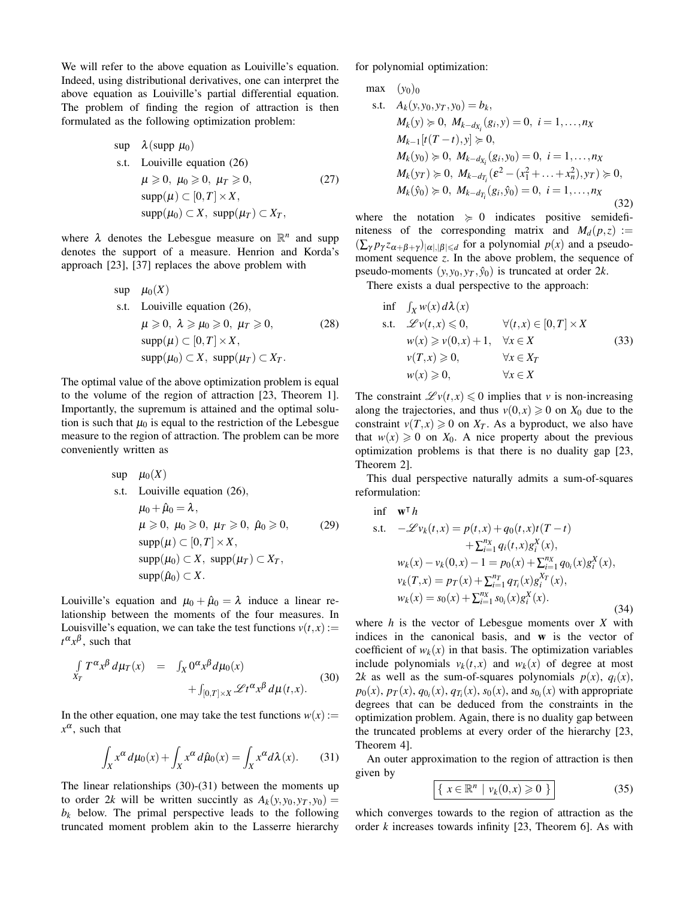We will refer to the above equation as Louiville's equation. Indeed, using distributional derivatives, one can interpret the above equation as Louiville's partial differential equation. The problem of finding the region of attraction is then formulated as the following optimization problem:

$$
\begin{aligned}
\sup \quad & \lambda(\text{supp } \mu_0) \\
\text{s.t.} \quad & \text{Louiville equation (26)} \\
& \mu \geqslant 0,\ \mu_0 \geqslant 0,\ \mu_T \geqslant 0, \\
& \text{supp}(\mu) \subset [0,T] \times X, \\
& \text{supp}(\mu_0) \subset X,\ \text{supp}(\mu_T) \subset X_T,
\end{aligned}
\tag{27}
$$

where $\lambda$ denotes the Lebesgue measure on $\mathbb{R}^n$ and supp denotes the support of a measure. Henrion and Korda's approach [23], [37] replaces the above problem with

$$
\begin{aligned}
\sup \quad & \mu_0(X) \\
\text{s.t.} \quad & \text{Louiville equation (26)}, \\
& \mu \geqslant 0,\ \lambda \geqslant \mu_0 \geqslant 0,\ \mu_T \geqslant 0, \\
& \text{supp}(\mu) \subset [0,T] \times X, \\
& \text{supp}(\mu_0) \subset X,\ \text{supp}(\mu_T) \subset X_T.
\end{aligned}
\tag{28}
$$

The optimal value of the above optimization problem is equal to the volume of the region of attraction [23, Theorem 1]. Importantly, the supremum is attained and the optimal solution is such that $\mu_0$ is equal to the restriction of the Lebesgue measure to the region of attraction. The problem can be more conveniently written as

$$
\begin{aligned}
\sup \quad & \mu_0(X) \\
\text{s.t.} \quad & \text{Louiville equation (26)}, \\
& \mu_0 + \hat{\mu}_0 = \lambda, \\
& \mu \geqslant 0,\ \mu_0 \geqslant 0,\ \mu_T \geqslant 0,\ \hat{\mu}_0 \geqslant 0, \\
& \text{supp}(\mu) \subset [0,T] \times X, \\
& \text{supp}(\mu_0) \subset X,\ \text{supp}(\mu_T) \subset X_T, \\
& \text{supp}(\hat{\mu}_0) \subset X.
\end{aligned}
\tag{29}
$$

Louiville's equation and $\mu_0 + \hat{\mu}_0 = \lambda$ induce a linear relationship between the moments of the four measures. In Louisville's equation, we can take the test functions $v(t,x) := t^\alpha x^\beta$, such that

$$
\int_{X_T} T^\alpha x^\beta \, d\mu_T(x) = \int_X 0^\alpha x^\beta \, d\mu_0(x) + \int_{[0,T]\times X} \mathscr{L} t^\alpha x^\beta \, d\mu(t,x).
\tag{30}
$$

In the other equation, one may take the test functions $w(x) := x^\alpha$, such that

$$
\int_X x^\alpha \, d\mu_0(x) + \int_X x^\alpha \, d\hat{\mu}_0(x) = \int_X x^\alpha d\lambda(x).
\tag{31}
$$

The linear relationships (30)-(31) between the moments up to order $2k$ will be written succintly as $A_k(y, y_0, y_T, y_0) = b_k$ below. The primal perspective leads to the following truncated moment problem akin to the Lasserre hierarchy for polynomial optimization:

$$
\begin{aligned}
\max \quad & (y_0)_0 \\
\text{s.t.} \quad & A_k(y, y_0, y_T, y_0) = b_k, \\
& M_k(y) \succcurlyeq 0,\ M_{k-d_{X_i}}(g_i, y) = 0,\ i = 1, \ldots, n_X \\
& M_{k-1}[t(T-t), y] \succcurlyeq 0, \\
& M_k(y_0) \succcurlyeq 0,\ M_{k-d_{X_i}}(g_i, y_0) = 0,\ i = 1, \ldots, n_X \\
& M_k(y_T) \succcurlyeq 0,\ M_{k-d_{T_i}}(\varepsilon^2 - (x_1^2 + \ldots + x_n^2), y_T) \succcurlyeq 0, \\
& M_k(\hat{y}_0) \succcurlyeq 0,\ M_{k-d_{T_i}}(g_i, \hat{y}_0) = 0,\ i = 1, \ldots, n_X
\end{aligned}
\tag{32}
$$

where the notation $\succcurlyeq 0$ indicates positive semidefiniteness of the corresponding matrix and $M_d(p,z) := (\sum_\gamma p_\gamma z_{\alpha+\beta+\gamma})_{|\alpha|,|\beta| \leqslant d}$ for a polynomial $p(x)$ and a pseudo-moment sequence $z$. In the above problem, the sequence of pseudo-moments $(y, y_0, y_T, \hat{y}_0)$ is truncated at order $2k$.

There exists a dual perspective to the approach:

$$
\begin{aligned}
\inf \quad & \textstyle\int_X w(x) \, d\lambda(x) \\
\text{s.t.} \quad & \mathscr{L} v(t,x) \leqslant 0, && \forall (t,x) \in [0,T] \times X \\
& w(x) \geqslant v(0,x) + 1, && \forall x \in X \\
& v(T,x) \geqslant 0, && \forall x \in X_T \\
& w(x) \geqslant 0, && \forall x \in X
\end{aligned}
\tag{33}
$$

The constraint $\mathscr{L} v(t,x) \leqslant 0$ implies that $v$ is non-increasing along the trajectories, and thus $v(0,x) \geqslant 0$ on $X_0$ due to the constraint $v(T,x) \geqslant 0$ on $X_T$. As a byproduct, we also have that $w(x) \geqslant 0$ on $X_0$. A nice property about the previous optimization problems is that there is no duality gap [23, Theorem 2].

This dual perspective naturally admits a sum-of-squares reformulation:

$$
\begin{aligned}
\inf \quad & \mathbf{w}^\intercal h \\
\text{s.t.} \quad & -\mathscr{L} v_k(t,x) = p(t,x) + q_0(t,x) t(T-t) \\
& \qquad\qquad + \textstyle\sum_{i=1}^{n_X} q_i(t,x) g_i^X(x), \\
& w_k(x) - v_k(0,x) - 1 = p_0(x) + \textstyle\sum_{i=1}^{n_X} q_{0_i}(x) g_i^X(x), \\
& v_k(T,x) = p_T(x) + \textstyle\sum_{i=1}^{n_T} q_{T_i}(x) g_i^{X_T}(x), \\
& w_k(x) = s_0(x) + \textstyle\sum_{i=1}^{n_X} s_{0_i}(x) g_i^X(x).
\end{aligned}
\tag{34}
$$

where $h$ is the vector of Lebesgue moments over $X$ with indices in the canonical basis, and $\mathbf{w}$ is the vector of coefficient of $w_k(x)$ in that basis. The optimization variables include polynomials $v_k(t,x)$ and $w_k(x)$ of degree at most $2k$ as well as the sum-of-squares polynomials $p(x)$, $q_i(x)$, $p_0(x)$, $p_T(x)$, $q_{0_i}(x)$, $q_{T_i}(x)$, $s_0(x)$, and $s_{0_i}(x)$ with appropriate degrees that can be deduced from the constraints in the optimization problem. Again, there is no duality gap between the truncated problems at every order of the hierarchy [23, Theorem 4].

An outer approximation to the region of attraction is then given by

$$
\boxed{\{\ x \in \mathbb{R}^n \mid v_k(0,x) \geqslant 0\ \}}
\tag{35}
$$

which converges towards to the region of attraction as the order $k$ increases towards infinity [23, Theorem 6]. As with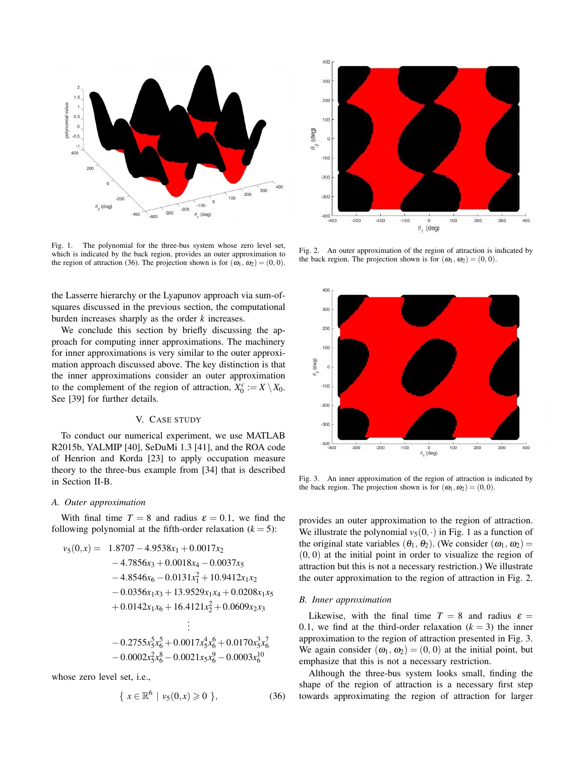Fig. 1. The polynomial for the three-bus system whose zero level set, which is indicated by the back region, provides an outer approximation to the region of attraction (36). The projection shown is for $(\omega_1, \omega_2) = (0, 0)$.

Fig. 2. An outer approximation of the region of attraction is indicated by the back region. The projection shown is for $(\omega_1, \omega_2) = (0, 0)$.

Fig. 3. An inner approximation of the region of attraction is indicated by the back region. The projection shown is for $(\omega_1, \omega_2) = (0, 0)$.

the Lasserre hierarchy or the Lyapunov approach via sum-of-squares discussed in the previous section, the computational burden increases sharply as the order $k$ increases.

We conclude this section by briefly discussing the approach for computing inner approximations. The machinery for inner approximations is very similar to the outer approximation approach discussed above. The key distinction is that the inner approximations consider an outer approximation to the complement of the region of attraction, $X_0^c := X \setminus X_0$. See [39] for further details.

## V. Case Study

To conduct our numerical experiment, we use MATLAB R2015b, YALMIP [40], SeDuMi 1.3 [41], and the ROA code of Henrion and Korda [23] to apply occupation measure theory to the three-bus example from [34] that is described in Section II-B.

### A. Outer approximation

With final time $T = 8$ and radius $\varepsilon = 0.1$, we find the following polynomial at the fifth-order relaxation ($k = 5$):

$$
\begin{aligned}
v_5(0,x) = \;& 1.8707 - 4.9538x_1 + 0.0017x_2 \\
& - 4.7856x_3 + 0.0018x_4 - 0.0037x_5 \\
& - 4.8546x_6 - 0.0131x_1^2 + 10.9412x_1x_2 \\
& - 0.0356x_1x_3 + 13.9529x_1x_4 + 0.0208x_1x_5 \\
& + 0.0142x_1x_6 + 16.4121x_2^2 + 0.0609x_2x_3 \\
& \vdots \\
& - 0.2755x_5^5x_6^5 + 0.0017x_5^4x_6^6 + 0.0170x_5^3x_6^7 \\
& - 0.0002x_5^2x_6^8 - 0.0021x_5x_6^9 - 0.0003x_6^{10}
\end{aligned}
$$

whose zero level set, i.e.,

$$
\{\; x \in \mathbb{R}^6 \mid v_5(0,x) \geqslant 0 \;\}, \tag{36}
$$

provides an outer approximation to the region of attraction. We illustrate the polynomial $v_5(0,\cdot)$ in Fig. 1 as a function of the original state variables $(\theta_1, \theta_2)$. (We consider $(\omega_1, \omega_2) = (0,0)$ at the initial point in order to visualize the region of attraction but this is not a necessary restriction.) We illustrate the outer approximation to the region of attraction in Fig. 2.

### B. Inner approximation

Likewise, with the final time $T = 8$ and radius $\varepsilon = 0.1$, we find at the third-order relaxation ($k = 3$) the inner approximation to the region of attraction presented in Fig. 3. We again consider $(\omega_1, \omega_2) = (0,0)$ at the initial point, but emphasize that this is not a necessary restriction.

Although the three-bus system looks small, finding the shape of the region of attraction is a necessary first step towards approximating the region of attraction for larger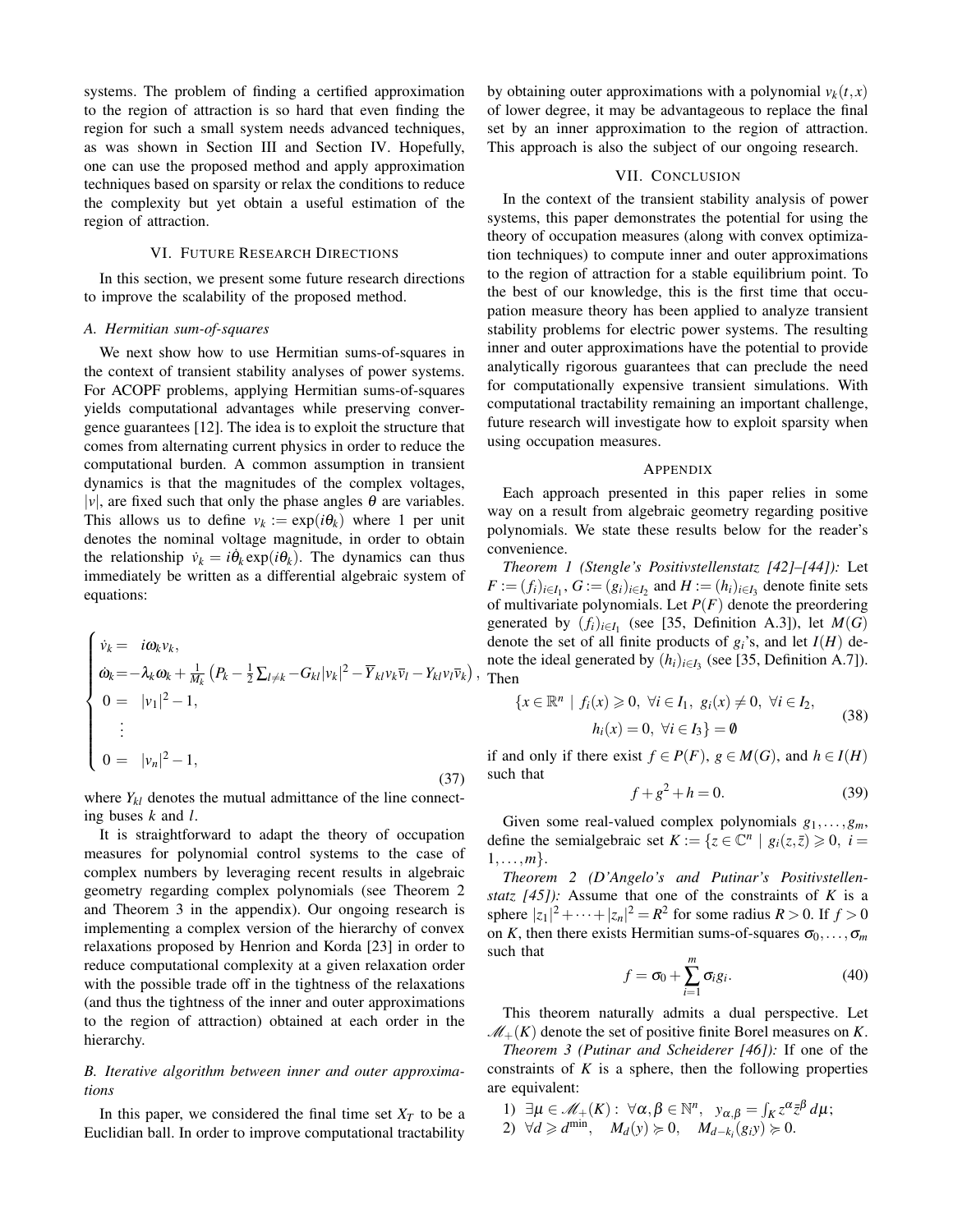systems. The problem of finding a certified approximation to the region of attraction is so hard that even finding the region for such a small system needs advanced techniques, as was shown in Section III and Section IV. Hopefully, one can use the proposed method and apply approximation techniques based on sparsity or relax the conditions to reduce the complexity but yet obtain a useful estimation of the region of attraction.

## VI. Future Research Directions

In this section, we present some future research directions to improve the scalability of the proposed method.

### A. Hermitian sum-of-squares

We next show how to use Hermitian sums-of-squares in the context of transient stability analyses of power systems. For ACOPF problems, applying Hermitian sums-of-squares yields computational advantages while preserving convergence guarantees [12]. The idea is to exploit the structure that comes from alternating current physics in order to reduce the computational burden. A common assumption in transient dynamics is that the magnitudes of the complex voltages, $|v|$, are fixed such that only the phase angles $\theta$ are variables. This allows us to define $v_k := \exp(i\theta_k)$ where 1 per unit denotes the nominal voltage magnitude, in order to obtain the relationship $\dot{v}_k = i\dot{\theta}_k \exp(i\theta_k)$. The dynamics can thus immediately be written as a differential algebraic system of equations:

$$
\begin{cases}
\dot{v}_k = \ i\omega_k v_k, \\
\dot{\omega}_k = -\lambda_k \omega_k + \frac{1}{M_k}\left(P_k - \frac{1}{2}\sum_{l\neq k} - G_{kl}|v_k|^2 - \overline{Y}_{kl} v_k \overline{v}_l - Y_{kl} v_l \overline{v}_k\right), \\
0 = \ |v_1|^2 - 1, \\
\quad \vdots \\
0 = \ |v_n|^2 - 1,
\end{cases}
\tag{37}
$$

where $Y_{kl}$ denotes the mutual admittance of the line connecting buses $k$ and $l$.

It is straightforward to adapt the theory of occupation measures for polynomial control systems to the case of complex numbers by leveraging recent results in algebraic geometry regarding complex polynomials (see Theorem 2 and Theorem 3 in the appendix). Our ongoing research is implementing a complex version of the hierarchy of convex relaxations proposed by Henrion and Korda [23] in order to reduce computational complexity at a given relaxation order with the possible trade off in the tightness of the relaxations (and thus the tightness of the inner and outer approximations to the region of attraction) obtained at each order in the hierarchy.

### B. Iterative algorithm between inner and outer approximations

In this paper, we considered the final time set $X_T$ to be a Euclidian ball. In order to improve computational tractability by obtaining outer approximations with a polynomial $v_k(t,x)$ of lower degree, it may be advantageous to replace the final set by an inner approximation to the region of attraction. This approach is also the subject of our ongoing research.

## VII. Conclusion

In the context of the transient stability analysis of power systems, this paper demonstrates the potential for using the theory of occupation measures (along with convex optimization techniques) to compute inner and outer approximations to the region of attraction for a stable equilibrium point. To the best of our knowledge, this is the first time that occupation measure theory has been applied to analyze transient stability problems for electric power systems. The resulting inner and outer approximations have the potential to provide analytically rigorous guarantees that can preclude the need for computationally expensive transient simulations. With computational tractability remaining an important challenge, future research will investigate how to exploit sparsity when using occupation measures.

## Appendix

Each approach presented in this paper relies in some way on a result from algebraic geometry regarding positive polynomials. We state these results below for the reader's convenience.

*Theorem 1 (Stengle's Positivstellenstatz [42]–[44]):* Let $F := (f_i)_{i\in I_1}$, $G := (g_i)_{i\in I_2}$ and $H := (h_i)_{i\in I_3}$ denote finite sets of multivariate polynomials. Let $P(F)$ denote the preordering generated by $(f_i)_{i\in I_1}$ (see [35, Definition A.3]), let $M(G)$ denote the set of all finite products of $g_i$'s, and let $I(H)$ denote the ideal generated by $(h_i)_{i\in I_3}$ (see [35, Definition A.7]). Then

$$
\{x \in \mathbb{R}^n \mid f_i(x) \geqslant 0,\ \forall i \in I_1,\ g_i(x) \neq 0,\ \forall i \in I_2, \\ h_i(x) = 0,\ \forall i \in I_3\} = \emptyset
\tag{38}
$$

if and only if there exist $f \in P(F)$, $g \in M(G)$, and $h \in I(H)$ such that

$$
f + g^2 + h = 0. \tag{39}
$$

Given some real-valued complex polynomials $g_1,\ldots,g_m$, define the semialgebraic set $K := \{z \in \mathbb{C}^n \mid g_i(z,\bar{z}) \geqslant 0,\ i = 1,\ldots,m\}$.

*Theorem 2 (D'Angelo's and Putinar's Positivstellenstatz [45]):* Assume that one of the constraints of $K$ is a sphere $|z_1|^2 + \cdots + |z_n|^2 = R^2$ for some radius $R > 0$. If $f > 0$ on $K$, then there exists Hermitian sums-of-squares $\sigma_0,\ldots,\sigma_m$ such that

$$
f = \sigma_0 + \sum_{i=1}^{m} \sigma_i g_i. \tag{40}
$$

This theorem naturally admits a dual perspective. Let $\mathscr{M}_+(K)$ denote the set of positive finite Borel measures on $K$.

*Theorem 3 (Putinar and Scheiderer [46]):* If one of the constraints of $K$ is a sphere, then the following properties are equivalent:

1) $\exists \mu \in \mathscr{M}_+(K):\ \forall \alpha,\beta \in \mathbb{N}^n,\ \ y_{\alpha,\beta} = \int_K z^\alpha \bar{z}^\beta \, d\mu$;
2) $\forall d \geqslant d^{\min},\quad M_d(y) \succcurlyeq 0,\quad M_{d-k_i}(g_i y) \succcurlyeq 0.$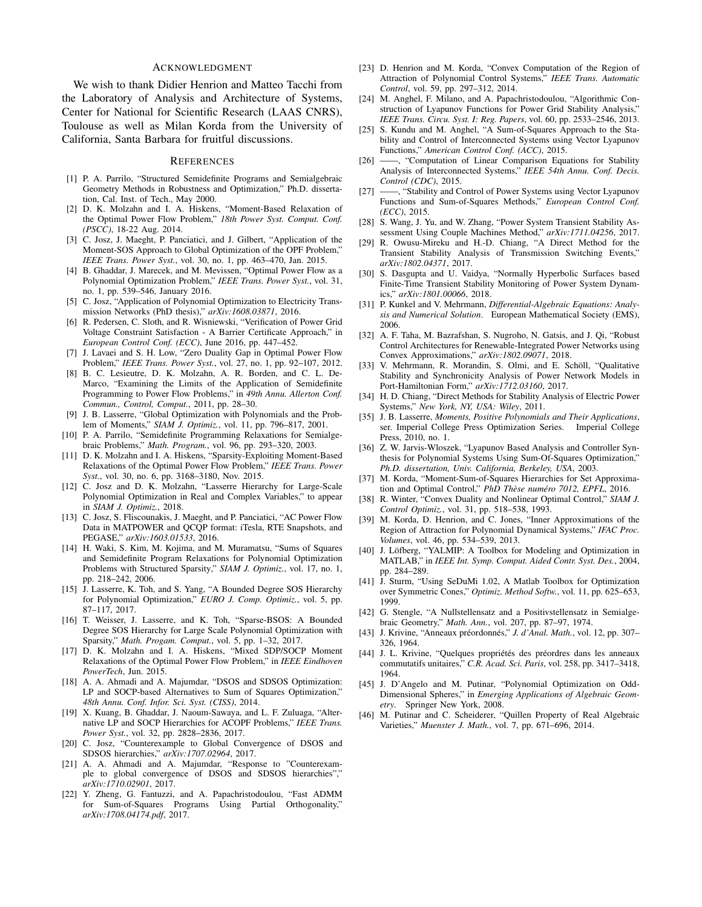## ACKNOWLEDGMENT

We wish to thank Didier Henrion and Matteo Tacchi from the Laboratory of Analysis and Architecture of Systems, Center for National for Scientific Research (LAAS CNRS), Toulouse as well as Milan Korda from the University of California, Santa Barbara for fruitful discussions.

## REFERENCES

[1] P. A. Parrilo, "Structured Semidefinite Programs and Semialgebraic Geometry Methods in Robustness and Optimization," Ph.D. dissertation, Cal. Inst. of Tech., May 2000.

[2] D. K. Molzahn and I. A. Hiskens, "Moment-Based Relaxation of the Optimal Power Flow Problem," *18th Power Syst. Comput. Conf. (PSCC)*, 18-22 Aug. 2014.

[3] C. Josz, J. Maeght, P. Panciatici, and J. Gilbert, "Application of the Moment-SOS Approach to Global Optimization of the OPF Problem," *IEEE Trans. Power Syst.*, vol. 30, no. 1, pp. 463–470, Jan. 2015.

[4] B. Ghaddar, J. Marecek, and M. Mevissen, "Optimal Power Flow as a Polynomial Optimization Problem," *IEEE Trans. Power Syst.*, vol. 31, no. 1, pp. 539–546, January 2016.

[5] C. Josz, "Application of Polynomial Optimization to Electricity Transmission Networks (PhD thesis)," *arXiv:1608.03871*, 2016.

[6] R. Pedersen, C. Sloth, and R. Wisniewski, "Verification of Power Grid Voltage Constraint Satisfaction - A Barrier Certificate Approach," in *European Control Conf. (ECC)*, June 2016, pp. 447–452.

[7] J. Lavaei and S. H. Low, "Zero Duality Gap in Optimal Power Flow Problem," *IEEE Trans. Power Syst.*, vol. 27, no. 1, pp. 92–107, 2012.

[8] B. C. Lesieutre, D. K. Molzahn, A. R. Borden, and C. L. DeMarco, "Examining the Limits of the Application of Semidefinite Programming to Power Flow Problems," in *49th Annu. Allerton Conf. Commun., Control, Comput.*, 2011, pp. 28–30.

[9] J. B. Lasserre, "Global Optimization with Polynomials and the Problem of Moments," *SIAM J. Optimiz.*, vol. 11, pp. 796–817, 2001.

[10] P. A. Parrilo, "Semidefinite Programming Relaxations for Semialgebraic Problems," *Math. Program.*, vol. 96, pp. 293–320, 2003.

[11] D. K. Molzahn and I. A. Hiskens, "Sparsity-Exploiting Moment-Based Relaxations of the Optimal Power Flow Problem," *IEEE Trans. Power Syst.*, vol. 30, no. 6, pp. 3168–3180, Nov. 2015.

[12] C. Josz and D. K. Molzahn, "Lasserre Hierarchy for Large-Scale Polynomial Optimization in Real and Complex Variables," to appear in *SIAM J. Optimiz.*, 2018.

[13] C. Josz, S. Fliscounakis, J. Maeght, and P. Panciatici, "AC Power Flow Data in MATPOWER and QCQP format: iTesla, RTE Snapshots, and PEGASE," *arXiv:1603.01533*, 2016.

[14] H. Waki, S. Kim, M. Kojima, and M. Muramatsu, "Sums of Squares and Semidefinite Program Relaxations for Polynomial Optimization Problems with Structured Sparsity," *SIAM J. Optimiz.*, vol. 17, no. 1, pp. 218–242, 2006.

[15] J. Lasserre, K. Toh, and S. Yang, "A Bounded Degree SOS Hierarchy for Polynomial Optimization," *EURO J. Comp. Optimiz.*, vol. 5, pp. 87–117, 2017.

[16] T. Weisser, J. Lasserre, and K. Toh, "Sparse-BSOS: A Bounded Degree SOS Hierarchy for Large Scale Polynomial Optimization with Sparsity," *Math. Progam. Comput.*, vol. 5, pp. 1–32, 2017.

[17] D. K. Molzahn and I. A. Hiskens, "Mixed SDP/SOCP Moment Relaxations of the Optimal Power Flow Problem," in *IEEE Eindhoven PowerTech*, Jun. 2015.

[18] A. A. Ahmadi and A. Majumdar, "DSOS and SDSOS Optimization: LP and SOCP-based Alternatives to Sum of Squares Optimization," *48th Annu. Conf. Infor. Sci. Syst. (CISS)*, 2014.

[19] X. Kuang, B. Ghaddar, J. Naoum-Sawaya, and L. F. Zuluaga, "Alternative LP and SOCP Hierarchies for ACOPF Problems," *IEEE Trans. Power Syst.*, vol. 32, pp. 2828–2836, 2017.

[20] C. Josz, "Counterexample to Global Convergence of DSOS and SDSOS hierarchies," *arXiv:1707.02964*, 2017.

[21] A. A. Ahmadi and A. Majumdar, "Response to "Counterexample to global convergence of DSOS and SDSOS hierarchies"," *arXiv:1710.02901*, 2017.

[22] Y. Zheng, G. Fantuzzi, and A. Papachristodoulou, "Fast ADMM for Sum-of-Squares Programs Using Partial Orthogonality," *arXiv:1708.04174.pdf*, 2017.

[23] D. Henrion and M. Korda, "Convex Computation of the Region of Attraction of Polynomial Control Systems," *IEEE Trans. Automatic Control*, vol. 59, pp. 297–312, 2014.

[24] M. Anghel, F. Milano, and A. Papachristodoulou, "Algorithmic Construction of Lyapunov Functions for Power Grid Stability Analysis," *IEEE Trans. Circu. Syst. I: Reg. Papers*, vol. 60, pp. 2533–2546, 2013.

[25] S. Kundu and M. Anghel, "A Sum-of-Squares Approach to the Stability and Control of Interconnected Systems using Vector Lyapunov Functions," *American Control Conf. (ACC)*, 2015.

[26] ——, "Computation of Linear Comparison Equations for Stability Analysis of Interconnected Systems," *IEEE 54th Annu. Conf. Decis. Control (CDC)*, 2015.

[27] ——, "Stability and Control of Power Systems using Vector Lyapunov Functions and Sum-of-Squares Methods," *European Control Conf. (ECC)*, 2015.

[28] S. Wang, J. Yu, and W. Zhang, "Power System Transient Stability Assessment Using Couple Machines Method," *arXiv:1711.04256*, 2017.

[29] R. Owusu-Mireku and H.-D. Chiang, "A Direct Method for the Transient Stability Analysis of Transmission Switching Events," *arXiv:1802.04371*, 2017.

[30] S. Dasgupta and U. Vaidya, "Normally Hyperbolic Surfaces based Finite-Time Transient Stability Monitoring of Power System Dynamics," *arXiv:1801.00066*, 2018.

[31] P. Kunkel and V. Mehrmann, *Differential-Algebraic Equations: Analysis and Numerical Solution*. European Mathematical Society (EMS), 2006.

[32] A. F. Taha, M. Bazrafshan, S. Nugroho, N. Gatsis, and J. Qi, "Robust Control Architectures for Renewable-Integrated Power Networks using Convex Approximations," *arXiv:1802.09071*, 2018.

[33] V. Mehrmann, R. Morandin, S. Olmi, and E. Schöll, "Qualitative Stability and Synchronicity Analysis of Power Network Models in Port-Hamiltonian Form," *arXiv:1712.03160*, 2017.

[34] H. D. Chiang, "Direct Methods for Stability Analysis of Electric Power Systems," *New York, NY, USA: Wiley*, 2011.

[35] J. B. Lasserre, *Moments, Positive Polynomials and Their Applications*, ser. Imperial College Press Optimization Series. Imperial College Press, 2010, no. 1.

[36] Z. W. Jarvis-Wloszek, "Lyapunov Based Analysis and Controller Synthesis for Polynomial Systems Using Sum-Of-Squares Optimization," *Ph.D. dissertation, Univ. California, Berkeley, USA*, 2003.

[37] M. Korda, "Moment-Sum-of-Squares Hierarchies for Set Approximation and Optimal Control," *PhD Thèse numéro 7012, EPFL*, 2016.

[38] R. Winter, "Convex Duality and Nonlinear Optimal Control," *SIAM J. Control Optimiz.*, vol. 31, pp. 518–538, 1993.

[39] M. Korda, D. Henrion, and C. Jones, "Inner Approximations of the Region of Attraction for Polynomial Dynamical Systems," *IFAC Proc. Volumes*, vol. 46, pp. 534–539, 2013.

[40] J. Löfberg, "YALMIP: A Toolbox for Modeling and Optimization in MATLAB," in *IEEE Int. Symp. Comput. Aided Contr. Syst. Des.*, 2004, pp. 284–289.

[41] J. Sturm, "Using SeDuMi 1.02, A Matlab Toolbox for Optimization over Symmetric Cones," *Optimiz. Method Softw.*, vol. 11, pp. 625–653, 1999.

[42] G. Stengle, "A Nullstellensatz and a Positivstellensatz in Semialgebraic Geometry," *Math. Ann.*, vol. 207, pp. 87–97, 1974.

[43] J. Krivine, "Anneaux préordonnés," *J. d'Anal. Math.*, vol. 12, pp. 307–326, 1964.

[44] J. L. Krivine, "Quelques propriétés des préordres dans les anneaux commutatifs unitaires," *C.R. Acad. Sci. Paris*, vol. 258, pp. 3417–3418, 1964.

[45] J. D'Angelo and M. Putinar, "Polynomial Optimization on Odd-Dimensional Spheres," in *Emerging Applications of Algebraic Geometry*. Springer New York, 2008.

[46] M. Putinar and C. Scheiderer, "Quillen Property of Real Algebraic Varieties," *Muenster J. Math.*, vol. 7, pp. 671–696, 2014.